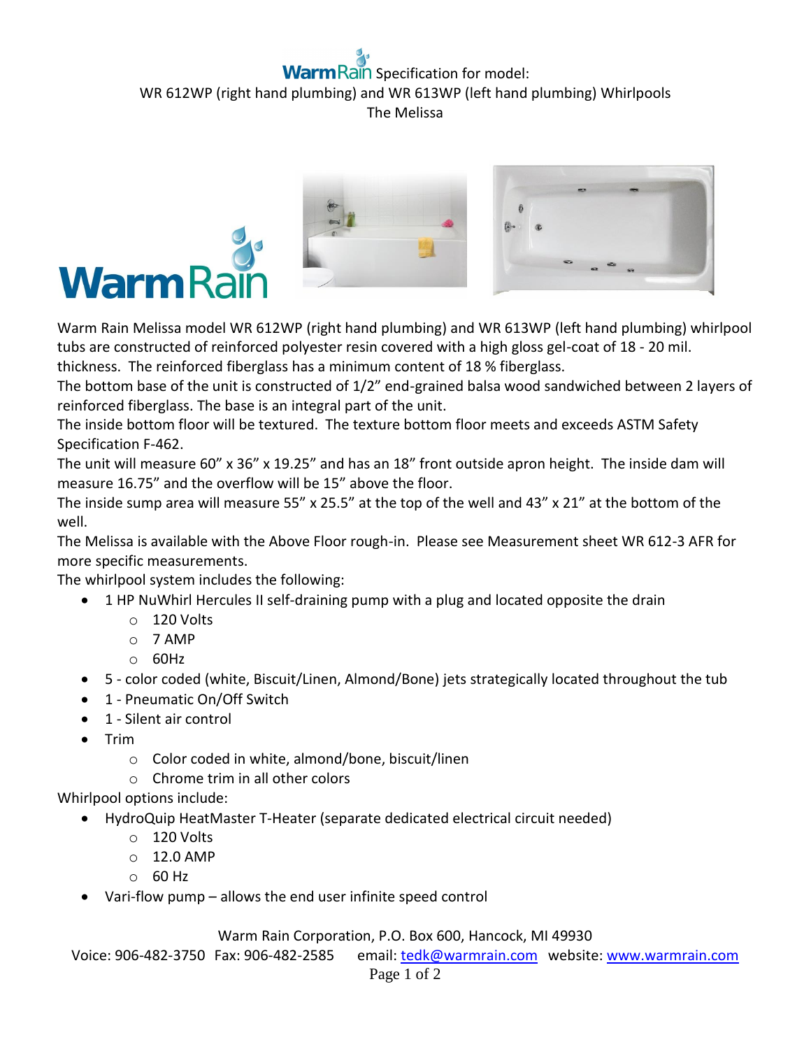# WarmRain Specification for model:

## WR 612WP (right hand plumbing) and WR 613WP (left hand plumbing) Whirlpools

## The Melissa

Warm Rain Melissa model WR 612WP (right hand plumbing) and WR 613WP (left hand plumbing) whirlpool tubs are constructed of reinforced polyester resin covered with a high gloss gel-coat of 18 - 20 mil. thickness. The reinforced fiberglass has a minimum content of 18 % fiberglass.

The bottom base of the unit is constructed of 1/2" end-grained balsa wood sandwiched between 2 layers of reinforced fiberglass. The base is an integral part of the unit.

The inside bottom floor will be textured. The texture bottom floor meets and exceeds ASTM Safety Specification F-462.

The unit will measure 60" x 36" x 19.25" and has an 18" front outside apron height. The inside dam will measure 16.75" and the overflow will be 15" above the floor.

The inside sump area will measure 55" x 25.5" at the top of the well and 43" x 21" at the bottom of the well.

The Melissa is available with the Above Floor rough-in. Please see Measurement sheet WR 612-3 AFR for more specific measurements.

The whirlpool system includes the following:

- 1 HP NuWhirl Hercules II self-draining pump with a plug and located opposite the drain
  - 120 Volts
  - 7 AMP
  - 60Hz
- 5 - color coded (white, Biscuit/Linen, Almond/Bone) jets strategically located throughout the tub
- 1 - Pneumatic On/Off Switch
- 1 - Silent air control
- Trim
  - Color coded in white, almond/bone, biscuit/linen
  - Chrome trim in all other colors

Whirlpool options include:

- HydroQuip HeatMaster T-Heater (separate dedicated electrical circuit needed)
  - 120 Volts
  - 12.0 AMP
  - 60 Hz
- Vari-flow pump – allows the end user infinite speed control

Warm Rain Corporation, P.O. Box 600, Hancock, MI 49930

Voice: 906-482-3750 Fax: 906-482-2585 email: tedk@warmrain.com website: www.warmrain.com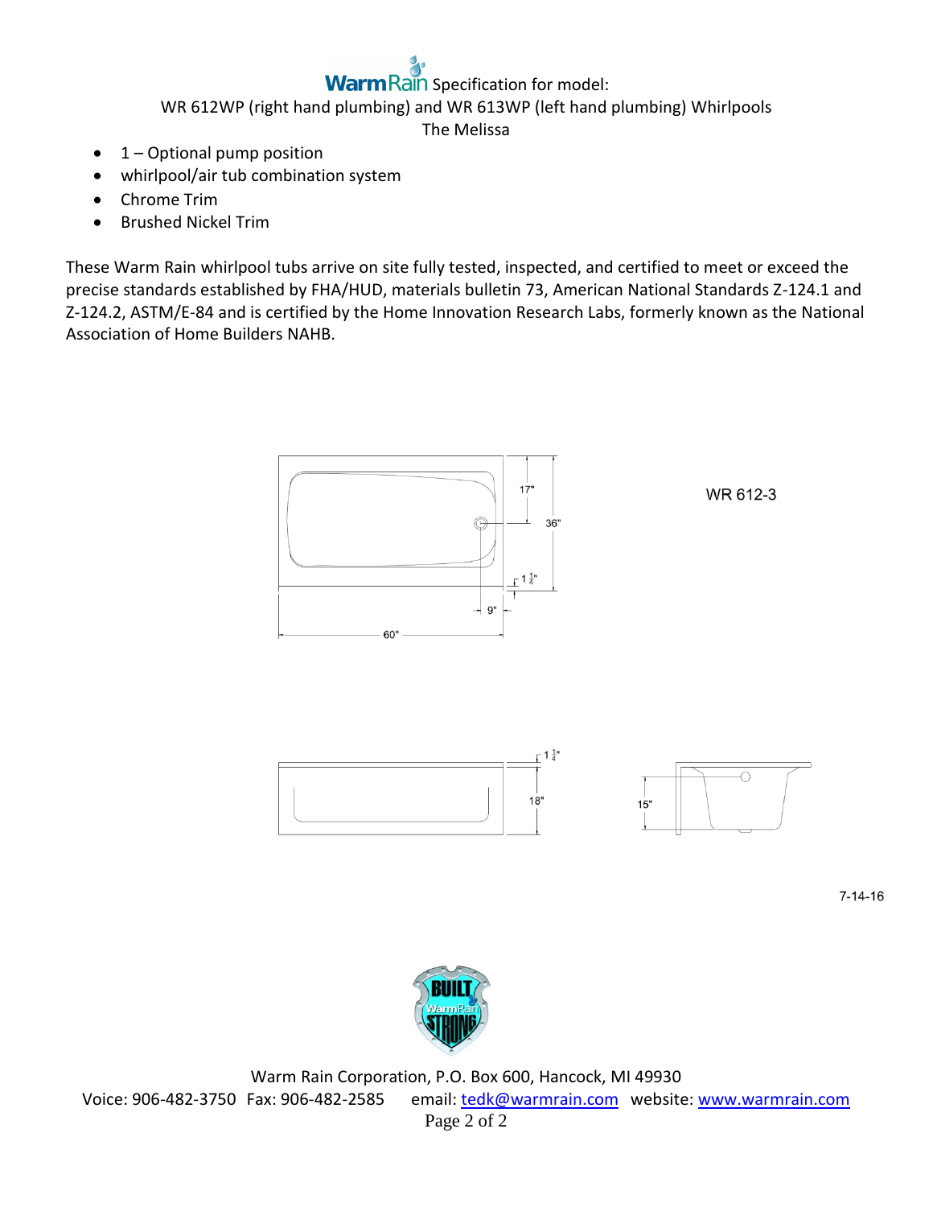**WarmRain** Specification for model:

WR 612WP (right hand plumbing) and WR 613WP (left hand plumbing) Whirlpools

The Melissa

- 1 – Optional pump position
- whirlpool/air tub combination system
- Chrome Trim
- Brushed Nickel Trim

These Warm Rain whirlpool tubs arrive on site fully tested, inspected, and certified to meet or exceed the precise standards established by FHA/HUD, materials bulletin 73, American National Standards Z-124.1 and Z-124.2, ASTM/E-84 and is certified by the Home Innovation Research Labs, formerly known as the National Association of Home Builders NAHB.

WR 612-3

17"

36"

$1\frac{1}{4}$"

9"

60"

$1\frac{1}{4}$"

18"

15"

7-14-16

Warm Rain Corporation, P.O. Box 600, Hancock, MI 49930

Voice: 906-482-3750 Fax: 906-482-2585 email: tedk@warmrain.com website: www.warmrain.com